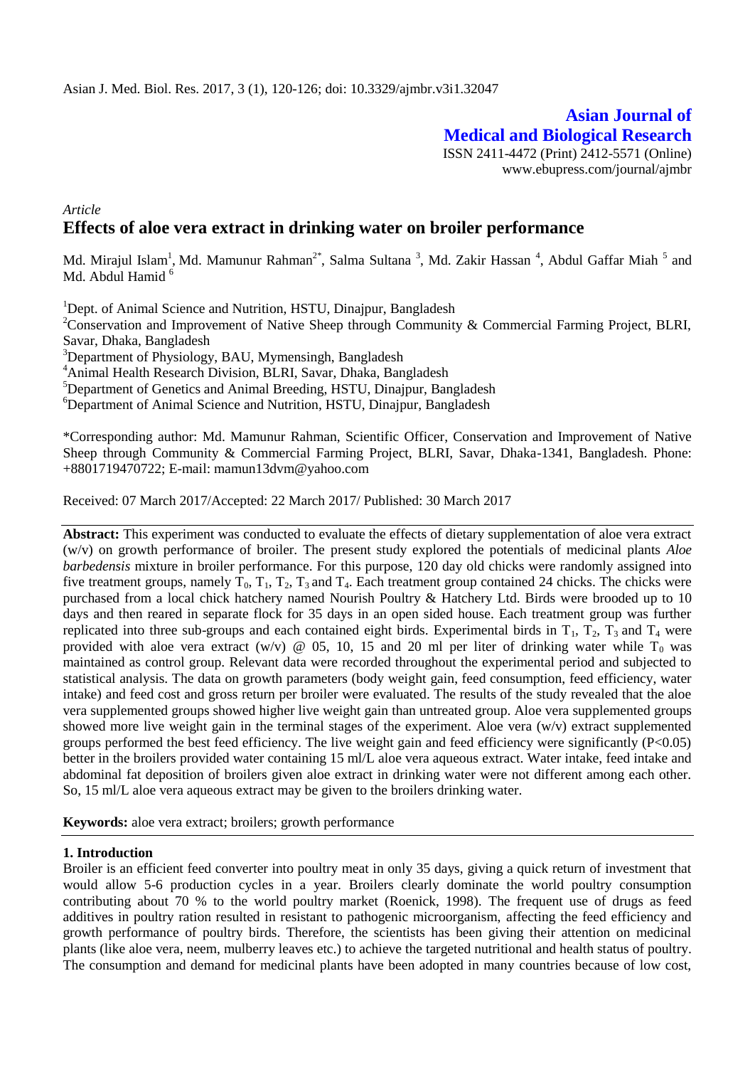**Asian Journal of Medical and Biological Research**

ISSN 2411-4472 (Print) 2412-5571 (Online)
www.ebupress.com/journal/ajmbr

*Article*

# Effects of aloe vera extract in drinking water on broiler performance

Md. Mirajul Islam[1], Md. Mamunur Rahman[2*], Salma Sultana [3], Md. Zakir Hassan [4], Abdul Gaffar Miah [5] and Md. Abdul Hamid [6]

[1]Dept. of Animal Science and Nutrition, HSTU, Dinajpur, Bangladesh

[2]Conservation and Improvement of Native Sheep through Community & Commercial Farming Project, BLRI, Savar, Dhaka, Bangladesh

[3]Department of Physiology, BAU, Mymensingh, Bangladesh

[4]Animal Health Research Division, BLRI, Savar, Dhaka, Bangladesh

[5]Department of Genetics and Animal Breeding, HSTU, Dinajpur, Bangladesh

[6]Department of Animal Science and Nutrition, HSTU, Dinajpur, Bangladesh

*Corresponding author: Md. Mamunur Rahman, Scientific Officer, Conservation and Improvement of Native Sheep through Community & Commercial Farming Project, BLRI, Savar, Dhaka-1341, Bangladesh. Phone: +8801719470722; E-mail: mamun13dvm@yahoo.com

Received: 07 March 2017/Accepted: 22 March 2017/ Published: 30 March 2017

**Abstract:** This experiment was conducted to evaluate the effects of dietary supplementation of aloe vera extract (w/v) on growth performance of broiler. The present study explored the potentials of medicinal plants *Aloe barbedensis* mixture in broiler performance. For this purpose, 120 day old chicks were randomly assigned into five treatment groups, namely $T_0$, $T_1$, $T_2$, $T_3$ and $T_4$. Each treatment group contained 24 chicks. The chicks were purchased from a local chick hatchery named Nourish Poultry & Hatchery Ltd. Birds were brooded up to 10 days and then reared in separate flock for 35 days in an open sided house. Each treatment group was further replicated into three sub-groups and each contained eight birds. Experimental birds in $T_1$, $T_2$, $T_3$ and $T_4$ were provided with aloe vera extract (w/v) @ 05, 10, 15 and 20 ml per liter of drinking water while $T_0$ was maintained as control group. Relevant data were recorded throughout the experimental period and subjected to statistical analysis. The data on growth parameters (body weight gain, feed consumption, feed efficiency, water intake) and feed cost and gross return per broiler were evaluated. The results of the study revealed that the aloe vera supplemented groups showed higher live weight gain than untreated group. Aloe vera supplemented groups showed more live weight gain in the terminal stages of the experiment. Aloe vera (w/v) extract supplemented groups performed the best feed efficiency. The live weight gain and feed efficiency were significantly ($P<0.05$) better in the broilers provided water containing 15 ml/L aloe vera aqueous extract. Water intake, feed intake and abdominal fat deposition of broilers given aloe extract in drinking water were not different among each other. So, 15 ml/L aloe vera aqueous extract may be given to the broilers drinking water.

**Keywords:** aloe vera extract; broilers; growth performance

## 1. Introduction

Broiler is an efficient feed converter into poultry meat in only 35 days, giving a quick return of investment that would allow 5-6 production cycles in a year. Broilers clearly dominate the world poultry consumption contributing about 70 % to the world poultry market (Roenick, 1998). The frequent use of drugs as feed additives in poultry ration resulted in resistant to pathogenic microorganism, affecting the feed efficiency and growth performance of poultry birds. Therefore, the scientists has been giving their attention on medicinal plants (like aloe vera, neem, mulberry leaves etc.) to achieve the targeted nutritional and health status of poultry. The consumption and demand for medicinal plants have been adopted in many countries because of low cost,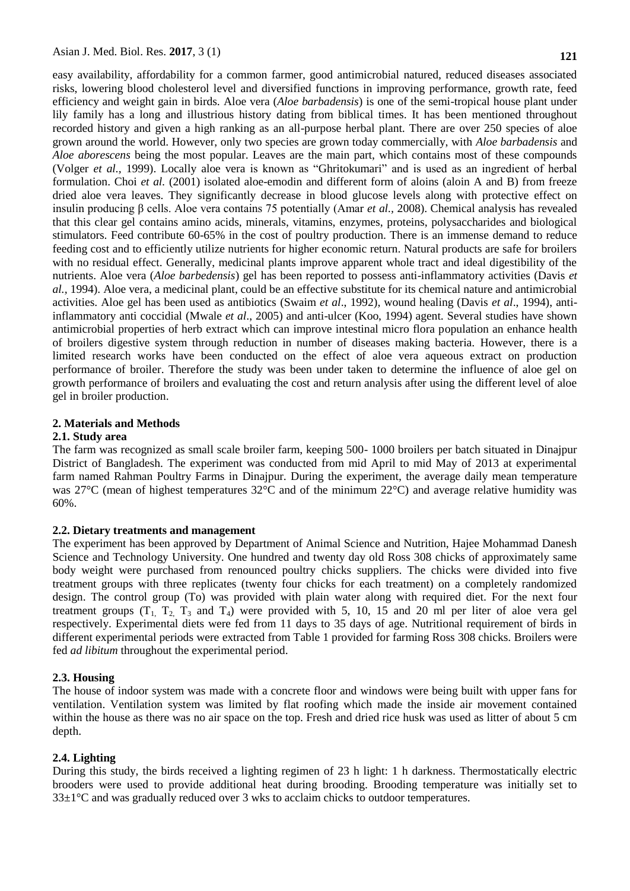easy availability, affordability for a common farmer, good antimicrobial natured, reduced diseases associated risks, lowering blood cholesterol level and diversified functions in improving performance, growth rate, feed efficiency and weight gain in birds. Aloe vera (*Aloe barbadensis*) is one of the semi-tropical house plant under lily family has a long and illustrious history dating from biblical times. It has been mentioned throughout recorded history and given a high ranking as an all-purpose herbal plant. There are over 250 species of aloe grown around the world. However, only two species are grown today commercially, with *Aloe barbadensis* and *Aloe aborescens* being the most popular. Leaves are the main part, which contains most of these compounds (Volger *et al*., 1999). Locally aloe vera is known as "Ghritokumari" and is used as an ingredient of herbal formulation. Choi *et al*. (2001) isolated aloe-emodin and different form of aloins (aloin A and B) from freeze dried aloe vera leaves. They significantly decrease in blood glucose levels along with protective effect on insulin producing β cells. Aloe vera contains 75 potentially (Amar *et al.,* 2008). Chemical analysis has revealed that this clear gel contains amino acids, minerals, vitamins, enzymes, proteins, polysaccharides and biological stimulators. Feed contribute 60-65% in the cost of poultry production. There is an immense demand to reduce feeding cost and to efficiently utilize nutrients for higher economic return. Natural products are safe for broilers with no residual effect. Generally, medicinal plants improve apparent whole tract and ideal digestibility of the nutrients. Aloe vera (*Aloe barbedensis*) gel has been reported to possess anti-inflammatory activities (Davis *et al.,* 1994). Aloe vera, a medicinal plant, could be an effective substitute for its chemical nature and antimicrobial activities. Aloe gel has been used as antibiotics (Swaim *et al*., 1992), wound healing (Davis *et al*., 1994), anti-inflammatory anti coccidial (Mwale *et al*., 2005) and anti-ulcer (Koo, 1994) agent. Several studies have shown antimicrobial properties of herb extract which can improve intestinal micro flora population an enhance health of broilers digestive system through reduction in number of diseases making bacteria. However, there is a limited research works have been conducted on the effect of aloe vera aqueous extract on production performance of broiler. Therefore the study was been under taken to determine the influence of aloe gel on growth performance of broilers and evaluating the cost and return analysis after using the different level of aloe gel in broiler production.

## 2. Materials and Methods

### 2.1. Study area

The farm was recognized as small scale broiler farm, keeping 500- 1000 broilers per batch situated in Dinajpur District of Bangladesh. The experiment was conducted from mid April to mid May of 2013 at experimental farm named Rahman Poultry Farms in Dinajpur. During the experiment, the average daily mean temperature was 27°C (mean of highest temperatures 32°C and of the minimum 22°C) and average relative humidity was 60%.

### 2.2. Dietary treatments and management

The experiment has been approved by Department of Animal Science and Nutrition, Hajee Mohammad Danesh Science and Technology University. One hundred and twenty day old Ross 308 chicks of approximately same body weight were purchased from renounced poultry chicks suppliers. The chicks were divided into five treatment groups with three replicates (twenty four chicks for each treatment) on a completely randomized design. The control group (To) was provided with plain water along with required diet. For the next four treatment groups ($T_1$, $T_2$, $T_3$ and $T_4$) were provided with 5, 10, 15 and 20 ml per liter of aloe vera gel respectively. Experimental diets were fed from 11 days to 35 days of age. Nutritional requirement of birds in different experimental periods were extracted from Table 1 provided for farming Ross 308 chicks. Broilers were fed *ad libitum* throughout the experimental period.

### 2.3. Housing

The house of indoor system was made with a concrete floor and windows were being built with upper fans for ventilation. Ventilation system was limited by flat roofing which made the inside air movement contained within the house as there was no air space on the top. Fresh and dried rice husk was used as litter of about 5 cm depth.

### 2.4. Lighting

During this study, the birds received a lighting regimen of 23 h light: 1 h darkness. Thermostatically electric brooders were used to provide additional heat during brooding. Brooding temperature was initially set to 33±1°C and was gradually reduced over 3 wks to acclaim chicks to outdoor temperatures.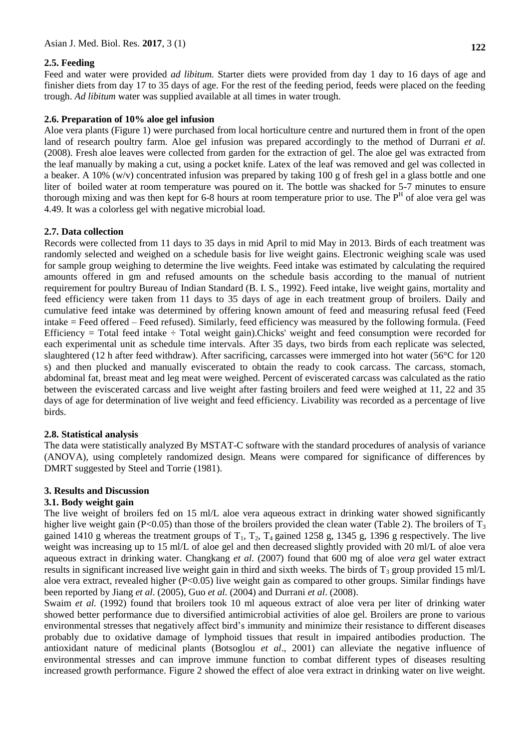### 2.5. Feeding

Feed and water were provided *ad libitum.* Starter diets were provided from day 1 day to 16 days of age and finisher diets from day 17 to 35 days of age. For the rest of the feeding period, feeds were placed on the feeding trough. *Ad libitum* water was supplied available at all times in water trough.

### 2.6. Preparation of 10% aloe gel infusion

Aloe vera plants (Figure 1) were purchased from local horticulture centre and nurtured them in front of the open land of research poultry farm. Aloe gel infusion was prepared accordingly to the method of Durrani *et al.* (2008). Fresh aloe leaves were collected from garden for the extraction of gel. The aloe gel was extracted from the leaf manually by making a cut, using a pocket knife. Latex of the leaf was removed and gel was collected in a beaker. A 10% (w/v) concentrated infusion was prepared by taking 100 g of fresh gel in a glass bottle and one liter of boiled water at room temperature was poured on it. The bottle was shacked for 5-7 minutes to ensure thorough mixing and was then kept for 6-8 hours at room temperature prior to use. The $P^H$ of aloe vera gel was 4.49. It was a colorless gel with negative microbial load.

### 2.7. Data collection

Records were collected from 11 days to 35 days in mid April to mid May in 2013. Birds of each treatment was randomly selected and weighed on a schedule basis for live weight gains. Electronic weighing scale was used for sample group weighing to determine the live weights. Feed intake was estimated by calculating the required amounts offered in gm and refused amounts on the schedule basis according to the manual of nutrient requirement for poultry Bureau of Indian Standard (B. I. S., 1992). Feed intake, live weight gains, mortality and feed efficiency were taken from 11 days to 35 days of age in each treatment group of broilers. Daily and cumulative feed intake was determined by offering known amount of feed and measuring refusal feed (Feed intake = Feed offered – Feed refused). Similarly, feed efficiency was measured by the following formula. (Feed Efficiency = Total feed intake ÷ Total weight gain).Chicks' weight and feed consumption were recorded for each experimental unit as schedule time intervals. After 35 days, two birds from each replicate was selected, slaughtered (12 h after feed withdraw). After sacrificing, carcasses were immerged into hot water (56°C for 120 s) and then plucked and manually eviscerated to obtain the ready to cook carcass. The carcass, stomach, abdominal fat, breast meat and leg meat were weighed. Percent of eviscerated carcass was calculated as the ratio between the eviscerated carcass and live weight after fasting broilers and feed were weighed at 11, 22 and 35 days of age for determination of live weight and feed efficiency. Livability was recorded as a percentage of live birds.

### 2.8. Statistical analysis

The data were statistically analyzed By MSTAT-C software with the standard procedures of analysis of variance (ANOVA), using completely randomized design. Means were compared for significance of differences by DMRT suggested by Steel and Torrie (1981).

## 3. Results and Discussion

### 3.1. Body weight gain

The live weight of broilers fed on 15 ml/L aloe vera aqueous extract in drinking water showed significantly higher live weight gain ($P<0.05$) than those of the broilers provided the clean water (Table 2). The broilers of $T_3$ gained 1410 g whereas the treatment groups of $T_1$, $T_2$, $T_4$ gained 1258 g, 1345 g, 1396 g respectively. The live weight was increasing up to 15 ml/L of aloe gel and then decreased slightly provided with 20 ml/L of aloe vera aqueous extract in drinking water. Changkang *et al.* (2007) found that 600 mg of aloe *vera* gel water extract results in significant increased live weight gain in third and sixth weeks. The birds of $T_3$ group provided 15 ml/L aloe vera extract, revealed higher ($P<0.05$) live weight gain as compared to other groups. Similar findings have been reported by Jiang *et al*. (2005), Guo *et al.* (2004) and Durrani *et al*. (2008).

Swaim *et al.* (1992) found that broilers took 10 ml aqueous extract of aloe vera per liter of drinking water showed better performance due to diversified antimicrobial activities of aloe gel. Broilers are prone to various environmental stresses that negatively affect bird's immunity and minimize their resistance to different diseases probably due to oxidative damage of lymphoid tissues that result in impaired antibodies production. The antioxidant nature of medicinal plants (Botsoglou *et al*., 2001) can alleviate the negative influence of environmental stresses and can improve immune function to combat different types of diseases resulting increased growth performance. Figure 2 showed the effect of aloe vera extract in drinking water on live weight.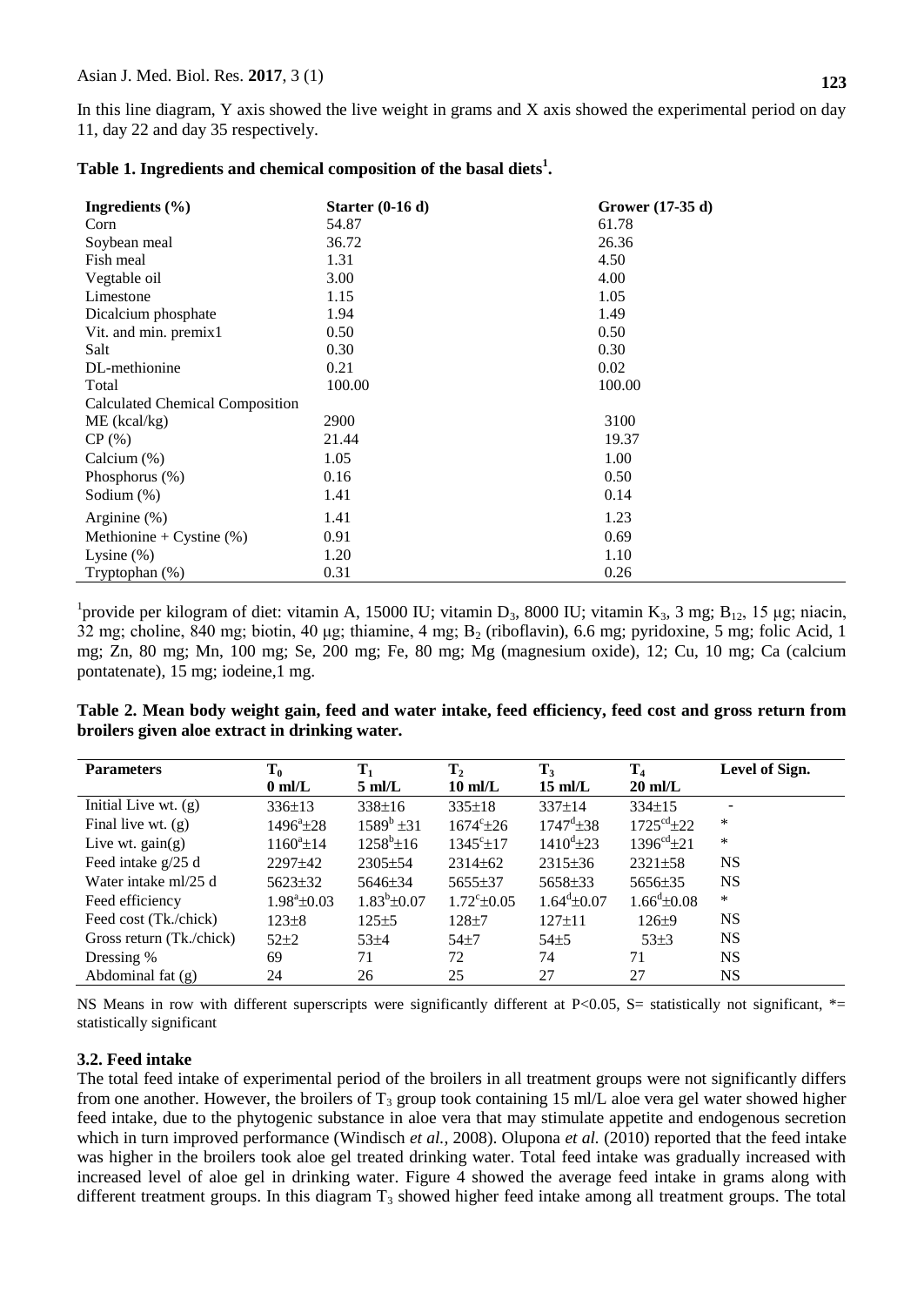In this line diagram, Y axis showed the live weight in grams and X axis showed the experimental period on day 11, day 22 and day 35 respectively.

**Table 1. Ingredients and chemical composition of the basal diets[1].**

| Ingredients (%) | Starter (0-16 d) | Grower (17-35 d) |
|---|---|---|
| Corn | 54.87 | 61.78 |
| Soybean meal | 36.72 | 26.36 |
| Fish meal | 1.31 | 4.50 |
| Vegtable oil | 3.00 | 4.00 |
| Limestone | 1.15 | 1.05 |
| Dicalcium phosphate | 1.94 | 1.49 |
| Vit. and min. premix1 | 0.50 | 0.50 |
| Salt | 0.30 | 0.30 |
| DL-methionine | 0.21 | 0.02 |
| Total | 100.00 | 100.00 |
| Calculated Chemical Composition | | |
| ME (kcal/kg) | 2900 | 3100 |
| CP (%) | 21.44 | 19.37 |
| Calcium (%) | 1.05 | 1.00 |
| Phosphorus (%) | 0.16 | 0.50 |
| Sodium (%) | 1.41 | 0.14 |
| Arginine (%) | 1.41 | 1.23 |
| Methionine + Cystine (%) | 0.91 | 0.69 |
| Lysine (%) | 1.20 | 1.10 |
| Tryptophan (%) | 0.31 | 0.26 |

[1]provide per kilogram of diet: vitamin A, 15000 IU; vitamin $D_3$, 8000 IU; vitamin $K_3$, 3 mg; $B_{12}$, 15 μg; niacin, 32 mg; choline, 840 mg; biotin, 40 μg; thiamine, 4 mg; $B_2$ (riboflavin), 6.6 mg; pyridoxine, 5 mg; folic Acid, 1 mg; Zn, 80 mg; Mn, 100 mg; Se, 200 mg; Fe, 80 mg; Mg (magnesium oxide), 12; Cu, 10 mg; Ca (calcium pontatenate), 15 mg; iodeine,1 mg.

**Table 2. Mean body weight gain, feed and water intake, feed efficiency, feed cost and gross return from broilers given aloe extract in drinking water.**

| Parameters | $T_0$ 0 ml/L | $T_1$ 5 ml/L | $T_2$ 10 ml/L | $T_3$ 15 ml/L | $T_4$ 20 ml/L | Level of Sign. |
|---|---|---|---|---|---|---|
| Initial Live wt. (g) | 336±13 | 338±16 | 335±18 | 337±14 | 334±15 | - |
| Final live wt. (g) | $1496^a$±28 | $1589^b$ ±31 | $1674^c$±26 | $1747^d$±38 | $1725^{cd}$±22 | * |
| Live wt. gain(g) | $1160^a$±14 | $1258^b$±16 | $1345^c$±17 | $1410^d$±23 | $1396^{cd}$±21 | * |
| Feed intake g/25 d | 2297±42 | 2305±54 | 2314±62 | 2315±36 | 2321±58 | NS |
| Water intake ml/25 d | 5623±32 | 5646±34 | 5655±37 | 5658±33 | 5656±35 | NS |
| Feed efficiency | $1.98^a$±0.03 | $1.83^b$±0.07 | $1.72^c$±0.05 | $1.64^d$±0.07 | $1.66^d$±0.08 | * |
| Feed cost (Tk./chick) | 123±8 | 125±5 | 128±7 | 127±11 | 126±9 | NS |
| Gross return (Tk./chick) | 52±2 | 53±4 | 54±7 | 54±5 | 53±3 | NS |
| Dressing % | 69 | 71 | 72 | 74 | 71 | NS |
| Abdominal fat (g) | 24 | 26 | 25 | 27 | 27 | NS |

NS Means in row with different superscripts were significantly different at P<0.05, S= statistically not significant, *= statistically significant

### 3.2. Feed intake

The total feed intake of experimental period of the broilers in all treatment groups were not significantly differs from one another. However, the broilers of $T_3$ group took containing 15 ml/L aloe vera gel water showed higher feed intake, due to the phytogenic substance in aloe vera that may stimulate appetite and endogenous secretion which in turn improved performance (Windisch *et al.*, 2008). Olupona *et al.* (2010) reported that the feed intake was higher in the broilers took aloe gel treated drinking water. Total feed intake was gradually increased with increased level of aloe gel in drinking water. Figure 4 showed the average feed intake in grams along with different treatment groups. In this diagram $T_3$ showed higher feed intake among all treatment groups. The total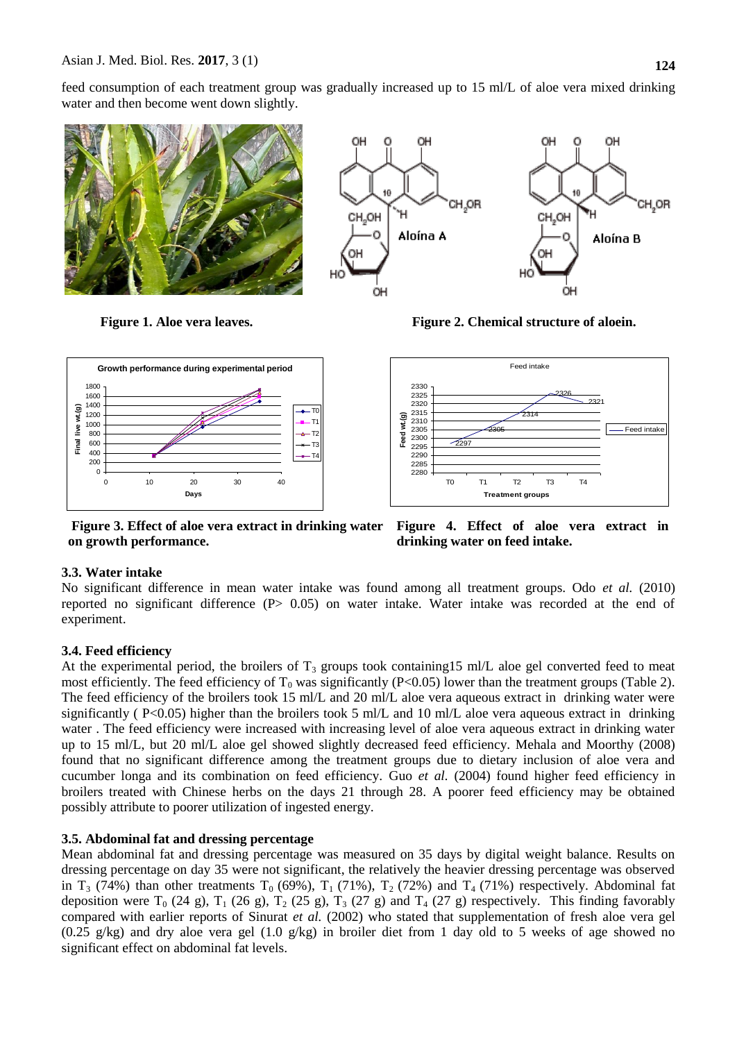feed consumption of each treatment group was gradually increased up to 15 ml/L of aloe vera mixed drinking water and then become went down slightly.

**Figure 1. Aloe vera leaves.**

**Figure 2. Chemical structure of aloein.**

**Figure 3. Effect of aloe vera extract in drinking water on growth performance.**

**Figure 4. Effect of aloe vera extract in drinking water on feed intake.**

### 3.3. Water intake

No significant difference in mean water intake was found among all treatment groups. Odo *et al.* (2010) reported no significant difference (P> 0.05) on water intake. Water intake was recorded at the end of experiment.

### 3.4. Feed efficiency

At the experimental period, the broilers of $T_3$ groups took containing15 ml/L aloe gel converted feed to meat most efficiently. The feed efficiency of $T_0$ was significantly (P<0.05) lower than the treatment groups (Table 2). The feed efficiency of the broilers took 15 ml/L and 20 ml/L aloe vera aqueous extract in drinking water were significantly ( P<0.05) higher than the broilers took 5 ml/L and 10 ml/L aloe vera aqueous extract in drinking water . The feed efficiency were increased with increasing level of aloe vera aqueous extract in drinking water up to 15 ml/L, but 20 ml/L aloe gel showed slightly decreased feed efficiency. Mehala and Moorthy (2008) found that no significant difference among the treatment groups due to dietary inclusion of aloe vera and cucumber longa and its combination on feed efficiency. Guo *et al.* (2004) found higher feed efficiency in broilers treated with Chinese herbs on the days 21 through 28. A poorer feed efficiency may be obtained possibly attribute to poorer utilization of ingested energy.

### 3.5. Abdominal fat and dressing percentage

Mean abdominal fat and dressing percentage was measured on 35 days by digital weight balance. Results on dressing percentage on day 35 were not significant, the relatively the heavier dressing percentage was observed in $T_3$ (74%) than other treatments $T_0$ (69%), $T_1$ (71%), $T_2$ (72%) and $T_4$ (71%) respectively. Abdominal fat deposition were $T_0$ (24 g), $T_1$ (26 g), $T_2$ (25 g), $T_3$ (27 g) and $T_4$ (27 g) respectively. This finding favorably compared with earlier reports of Sinurat *et al.* (2002) who stated that supplementation of fresh aloe vera gel (0.25 g/kg) and dry aloe vera gel (1.0 g/kg) in broiler diet from 1 day old to 5 weeks of age showed no significant effect on abdominal fat levels.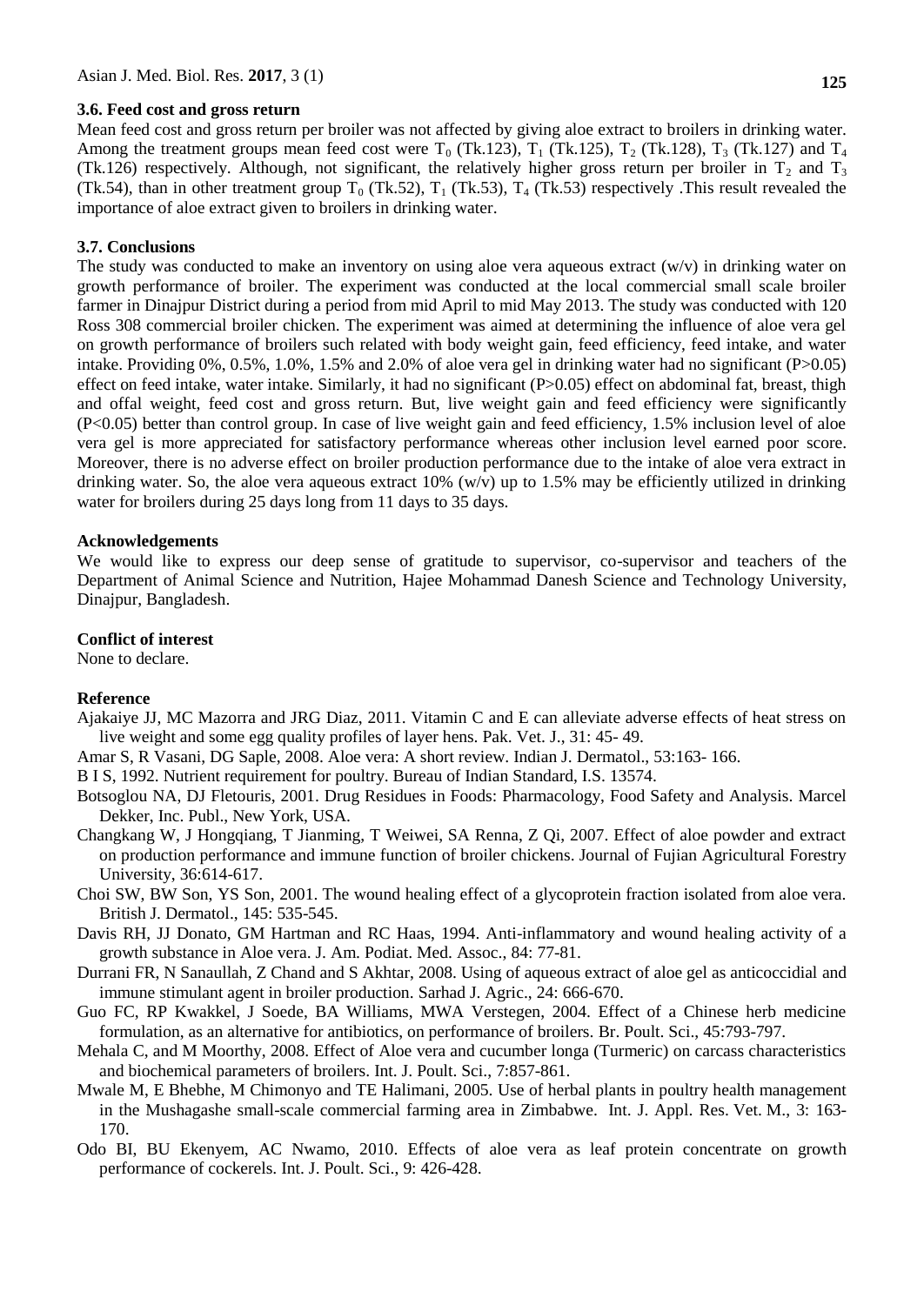### 3.6. Feed cost and gross return

Mean feed cost and gross return per broiler was not affected by giving aloe extract to broilers in drinking water. Among the treatment groups mean feed cost were $T_0$ (Tk.123), $T_1$ (Tk.125), $T_2$ (Tk.128), $T_3$ (Tk.127) and $T_4$ (Tk.126) respectively. Although, not significant, the relatively higher gross return per broiler in $T_2$ and $T_3$ (Tk.54), than in other treatment group $T_0$ (Tk.52), $T_1$ (Tk.53), $T_4$ (Tk.53) respectively .This result revealed the importance of aloe extract given to broilers in drinking water.

### 3.7. Conclusions

The study was conducted to make an inventory on using aloe vera aqueous extract (w/v) in drinking water on growth performance of broiler. The experiment was conducted at the local commercial small scale broiler farmer in Dinajpur District during a period from mid April to mid May 2013. The study was conducted with 120 Ross 308 commercial broiler chicken. The experiment was aimed at determining the influence of aloe vera gel on growth performance of broilers such related with body weight gain, feed efficiency, feed intake, and water intake. Providing 0%, 0.5%, 1.0%, 1.5% and 2.0% of aloe vera gel in drinking water had no significant ($P>0.05$) effect on feed intake, water intake. Similarly, it had no significant ($P>0.05$) effect on abdominal fat, breast, thigh and offal weight, feed cost and gross return. But, live weight gain and feed efficiency were significantly ($P<0.05$) better than control group. In case of live weight gain and feed efficiency, 1.5% inclusion level of aloe vera gel is more appreciated for satisfactory performance whereas other inclusion level earned poor score. Moreover, there is no adverse effect on broiler production performance due to the intake of aloe vera extract in drinking water. So, the aloe vera aqueous extract 10% (w/v) up to 1.5% may be efficiently utilized in drinking water for broilers during 25 days long from 11 days to 35 days.

### Acknowledgements

We would like to express our deep sense of gratitude to supervisor, co-supervisor and teachers of the Department of Animal Science and Nutrition, Hajee Mohammad Danesh Science and Technology University, Dinajpur, Bangladesh.

### Conflict of interest

None to declare.

### Reference

Ajakaiye JJ, MC Mazorra and JRG Diaz, 2011. Vitamin C and E can alleviate adverse effects of heat stress on live weight and some egg quality profiles of layer hens. Pak. Vet. J., 31: 45- 49.

Amar S, R Vasani, DG Saple, 2008. Aloe vera: A short review. Indian J. Dermatol., 53:163- 166.

B I S, 1992. Nutrient requirement for poultry. Bureau of Indian Standard, I.S. 13574.

Botsoglou NA, DJ Fletouris, 2001. Drug Residues in Foods: Pharmacology, Food Safety and Analysis. Marcel Dekker, Inc. Publ., New York, USA.

Changkang W, J Hongqiang, T Jianming, T Weiwei, SA Renna, Z Qi, 2007. Effect of aloe powder and extract on production performance and immune function of broiler chickens. Journal of Fujian Agricultural Forestry University, 36:614-617.

Choi SW, BW Son, YS Son, 2001. The wound healing effect of a glycoprotein fraction isolated from aloe vera. British J. Dermatol., 145: 535-545.

Davis RH, JJ Donato, GM Hartman and RC Haas, 1994. Anti-inflammatory and wound healing activity of a growth substance in Aloe vera. J. Am. Podiat. Med. Assoc., 84: 77-81.

Durrani FR, N Sanaullah, Z Chand and S Akhtar, 2008. Using of aqueous extract of aloe gel as anticoccidial and immune stimulant agent in broiler production. Sarhad J. Agric., 24: 666-670.

Guo FC, RP Kwakkel, J Soede, BA Williams, MWA Verstegen, 2004. Effect of a Chinese herb medicine formulation, as an alternative for antibiotics, on performance of broilers. Br. Poult. Sci., 45:793-797.

Mehala C, and M Moorthy, 2008. Effect of Aloe vera and cucumber longa (Turmeric) on carcass characteristics and biochemical parameters of broilers. Int. J. Poult. Sci., 7:857-861.

Mwale M, E Bhebhe, M Chimonyo and TE Halimani, 2005. Use of herbal plants in poultry health management in the Mushagashe small-scale commercial farming area in Zimbabwe. Int. J. Appl. Res. Vet. M., 3: 163-170.

Odo BI, BU Ekenyem, AC Nwamo, 2010. Effects of aloe vera as leaf protein concentrate on growth performance of cockerels. Int. J. Poult. Sci., 9: 426-428.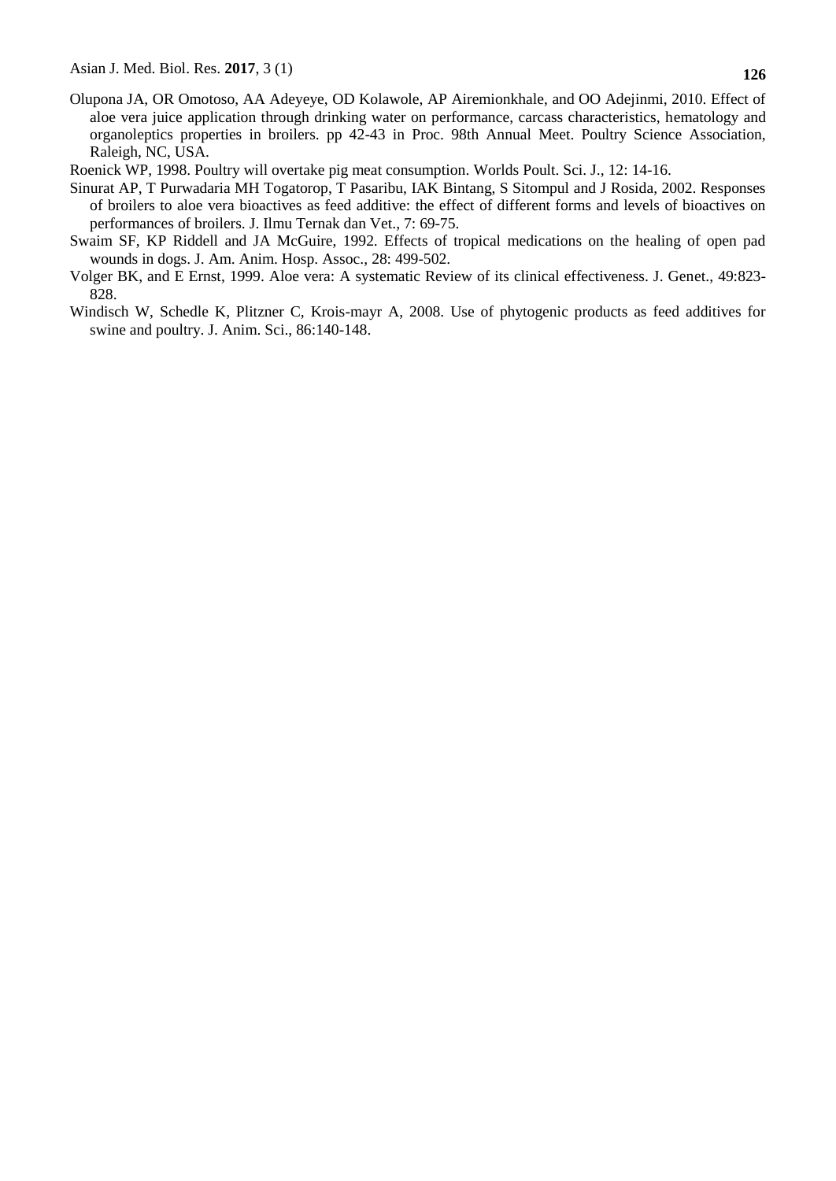Olupona JA, OR Omotoso, AA Adeyeye, OD Kolawole, AP Airemionkhale, and OO Adejinmi, 2010. Effect of aloe vera juice application through drinking water on performance, carcass characteristics, hematology and organoleptics properties in broilers. pp 42-43 in Proc. 98th Annual Meet. Poultry Science Association, Raleigh, NC, USA.

Roenick WP, 1998. Poultry will overtake pig meat consumption. Worlds Poult. Sci. J., 12: 14-16.

Sinurat AP, T Purwadaria MH Togatorop, T Pasaribu, IAK Bintang, S Sitompul and J Rosida, 2002. Responses of broilers to aloe vera bioactives as feed additive: the effect of different forms and levels of bioactives on performances of broilers. J. Ilmu Ternak dan Vet., 7: 69-75.

Swaim SF, KP Riddell and JA McGuire, 1992. Effects of tropical medications on the healing of open pad wounds in dogs. J. Am. Anim. Hosp. Assoc., 28: 499-502.

Volger BK, and E Ernst, 1999. Aloe vera: A systematic Review of its clinical effectiveness. J. Genet., 49:823-828.

Windisch W, Schedle K, Plitzner C, Krois-mayr A, 2008. Use of phytogenic products as feed additives for swine and poultry. J. Anim. Sci., 86:140-148.